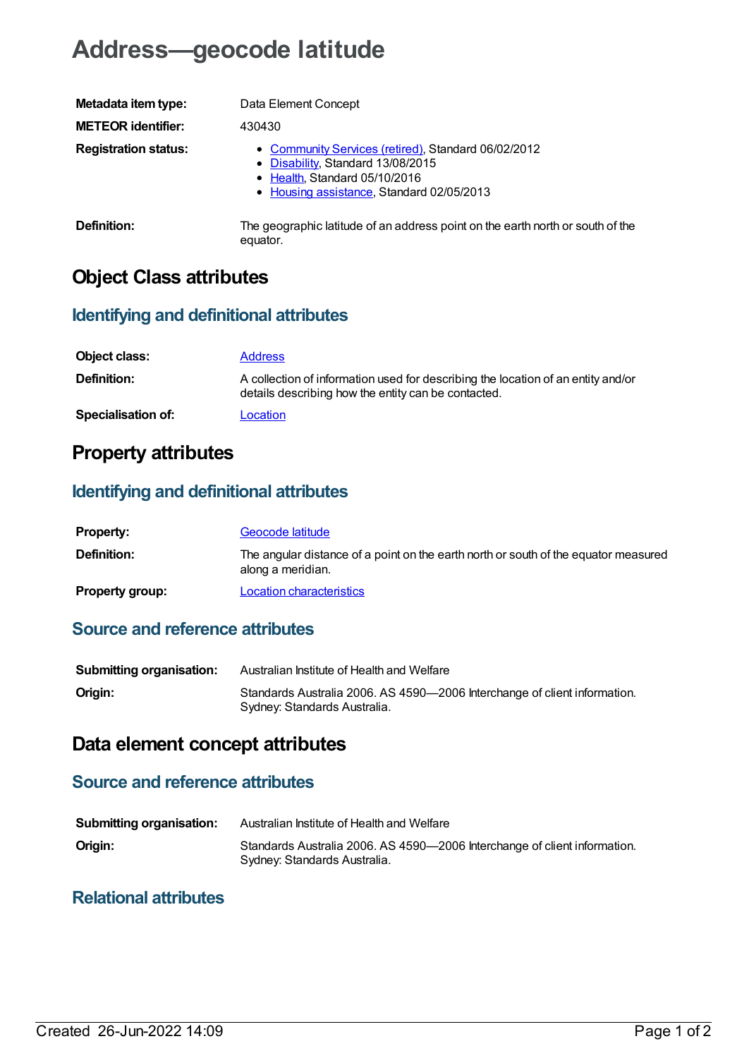# Address—geocode latitude

| | |
|---|---|
| **Metadata item type:** | Data Element Concept |
| **METEOR identifier:** | 430430 |
| **Registration status:** | • Community Services (retired), Standard 06/02/2012<br>• Disability, Standard 13/08/2015<br>• Health, Standard 05/10/2016<br>• Housing assistance, Standard 02/05/2013 |
| **Definition:** | The geographic latitude of an address point on the earth north or south of the equator. |

## Object Class attributes

### Identifying and definitional attributes

| | |
|---|---|
| **Object class:** | Address |
| **Definition:** | A collection of information used for describing the location of an entity and/or details describing how the entity can be contacted. |
| **Specialisation of:** | Location |

## Property attributes

### Identifying and definitional attributes

| | |
|---|---|
| **Property:** | Geocode latitude |
| **Definition:** | The angular distance of a point on the earth north or south of the equator measured along a meridian. |
| **Property group:** | Location characteristics |

### Source and reference attributes

| | |
|---|---|
| **Submitting organisation:** | Australian Institute of Health and Welfare |
| **Origin:** | Standards Australia 2006. AS 4590—2006 Interchange of client information. Sydney: Standards Australia. |

## Data element concept attributes

### Source and reference attributes

| | |
|---|---|
| **Submitting organisation:** | Australian Institute of Health and Welfare |
| **Origin:** | Standards Australia 2006. AS 4590—2006 Interchange of client information. Sydney: Standards Australia. |

### Relational attributes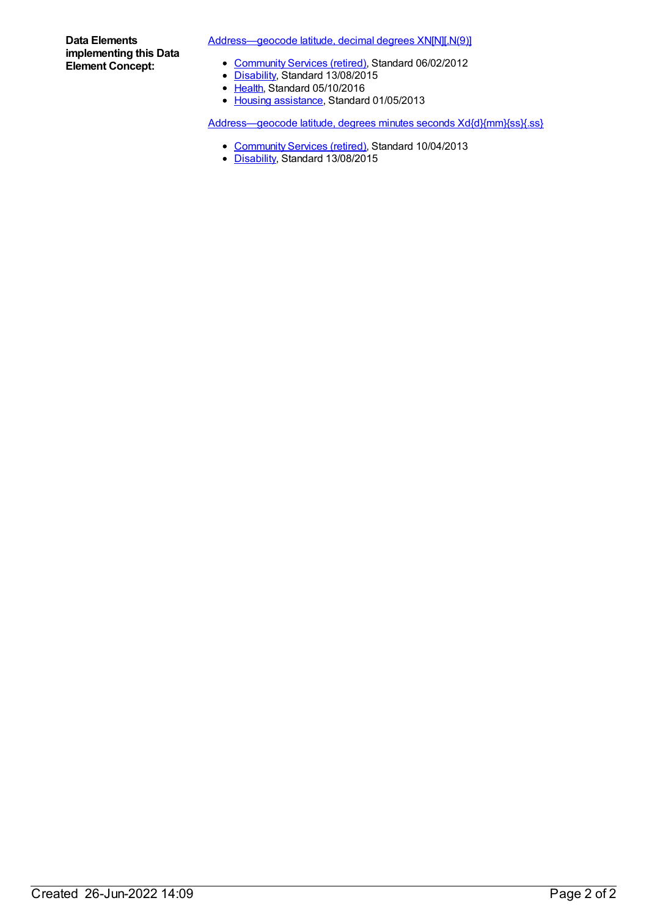**Data Elements implementing this Data Element Concept:**

Address—geocode latitude, decimal degrees XN[N][.N(9)]

- Community Services (retired), Standard 06/02/2012
- Disability, Standard 13/08/2015
- Health, Standard 05/10/2016
- Housing assistance, Standard 01/05/2013

Address—geocode latitude, degrees minutes seconds Xd{d}{mm}{ss}{.ss}

- Community Services (retired), Standard 10/04/2013
- Disability, Standard 13/08/2015